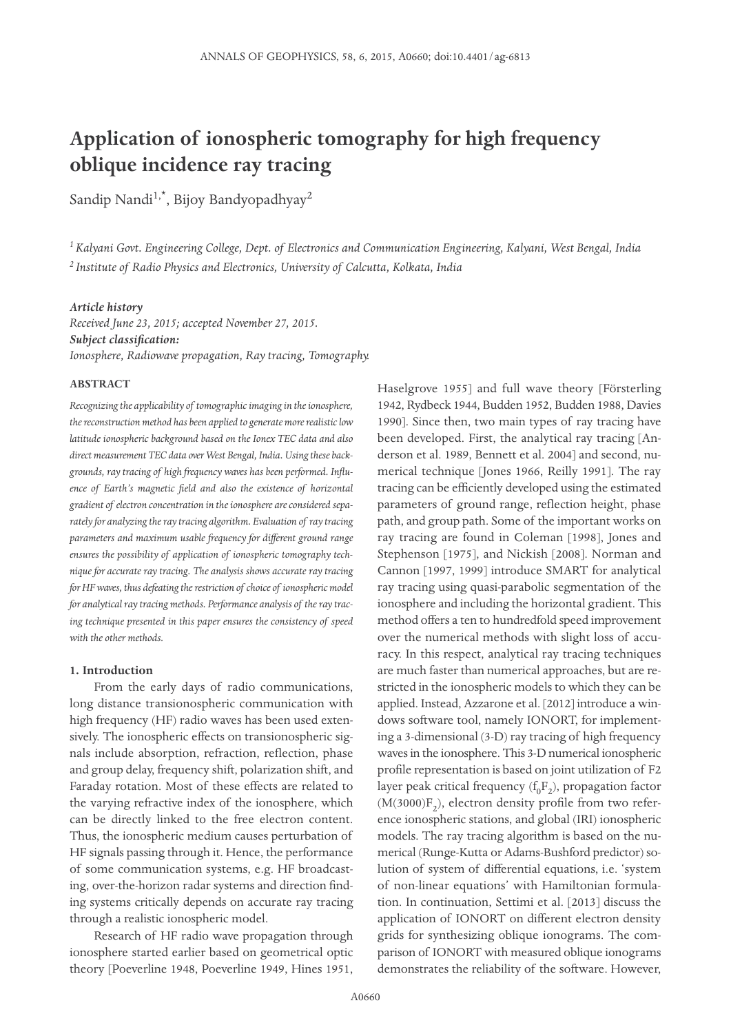# Application of ionospheric tomography for high frequency oblique incidence ray tracing

Sandip Nandi[1,*], Bijoy Bandyopadhyay[2]

[1] *Kalyani Govt. Engineering College, Dept. of Electronics and Communication Engineering, Kalyani, West Bengal, India*
[2] *Institute of Radio Physics and Electronics, University of Calcutta, Kolkata, India*

***Article history***
*Received June 23, 2015; accepted November 27, 2015.*
***Subject classification:***
*Ionosphere, Radiowave propagation, Ray tracing, Tomography.*

## ABSTRACT

*Recognizing the applicability of tomographic imaging in the ionosphere, the reconstruction method has been applied to generate more realistic low latitude ionospheric background based on the Ionex TEC data and also direct measurement TEC data over West Bengal, India. Using these backgrounds, ray tracing of high frequency waves has been performed. Influence of Earth's magnetic field and also the existence of horizontal gradient of electron concentration in the ionosphere are considered separately for analyzing the ray tracing algorithm. Evaluation of ray tracing parameters and maximum usable frequency for different ground range ensures the possibility of application of ionospheric tomography technique for accurate ray tracing. The analysis shows accurate ray tracing for HF waves, thus defeating the restriction of choice of ionospheric model for analytical ray tracing methods. Performance analysis of the ray tracing technique presented in this paper ensures the consistency of speed with the other methods.*

## 1. Introduction

From the early days of radio communications, long distance transionospheric communication with high frequency (HF) radio waves has been used extensively. The ionospheric effects on transionospheric signals include absorption, refraction, reflection, phase and group delay, frequency shift, polarization shift, and Faraday rotation. Most of these effects are related to the varying refractive index of the ionosphere, which can be directly linked to the free electron content. Thus, the ionospheric medium causes perturbation of HF signals passing through it. Hence, the performance of some communication systems, e.g. HF broadcasting, over-the-horizon radar systems and direction finding systems critically depends on accurate ray tracing through a realistic ionospheric model.

Research of HF radio wave propagation through ionosphere started earlier based on geometrical optic theory [Poeverline 1948, Poeverline 1949, Hines 1951, Haselgrove 1955] and full wave theory [Försterling 1942, Rydbeck 1944, Budden 1952, Budden 1988, Davies 1990]. Since then, two main types of ray tracing have been developed. First, the analytical ray tracing [Anderson et al. 1989, Bennett et al. 2004] and second, numerical technique [Jones 1966, Reilly 1991]. The ray tracing can be efficiently developed using the estimated parameters of ground range, reflection height, phase path, and group path. Some of the important works on ray tracing are found in Coleman [1998], Jones and Stephenson [1975], and Nickish [2008]. Norman and Cannon [1997, 1999] introduce SMART for analytical ray tracing using quasi-parabolic segmentation of the ionosphere and including the horizontal gradient. This method offers a ten to hundredfold speed improvement over the numerical methods with slight loss of accuracy. In this respect, analytical ray tracing techniques are much faster than numerical approaches, but are restricted in the ionospheric models to which they can be applied. Instead, Azzarone et al. [2012] introduce a windows software tool, namely IONORT, for implementing a 3-dimensional (3-D) ray tracing of high frequency waves in the ionosphere. This 3-D numerical ionospheric profile representation is based on joint utilization of F2 layer peak critical frequency ($f_0F_2$), propagation factor ($M(3000)F_2$), electron density profile from two reference ionospheric stations, and global (IRI) ionospheric models. The ray tracing algorithm is based on the numerical (Runge-Kutta or Adams-Bushford predictor) solution of system of differential equations, i.e. 'system of non-linear equations' with Hamiltonian formulation. In continuation, Settimi et al. [2013] discuss the application of IONORT on different electron density grids for synthesizing oblique ionograms. The comparison of IONORT with measured oblique ionograms demonstrates the reliability of the software. However,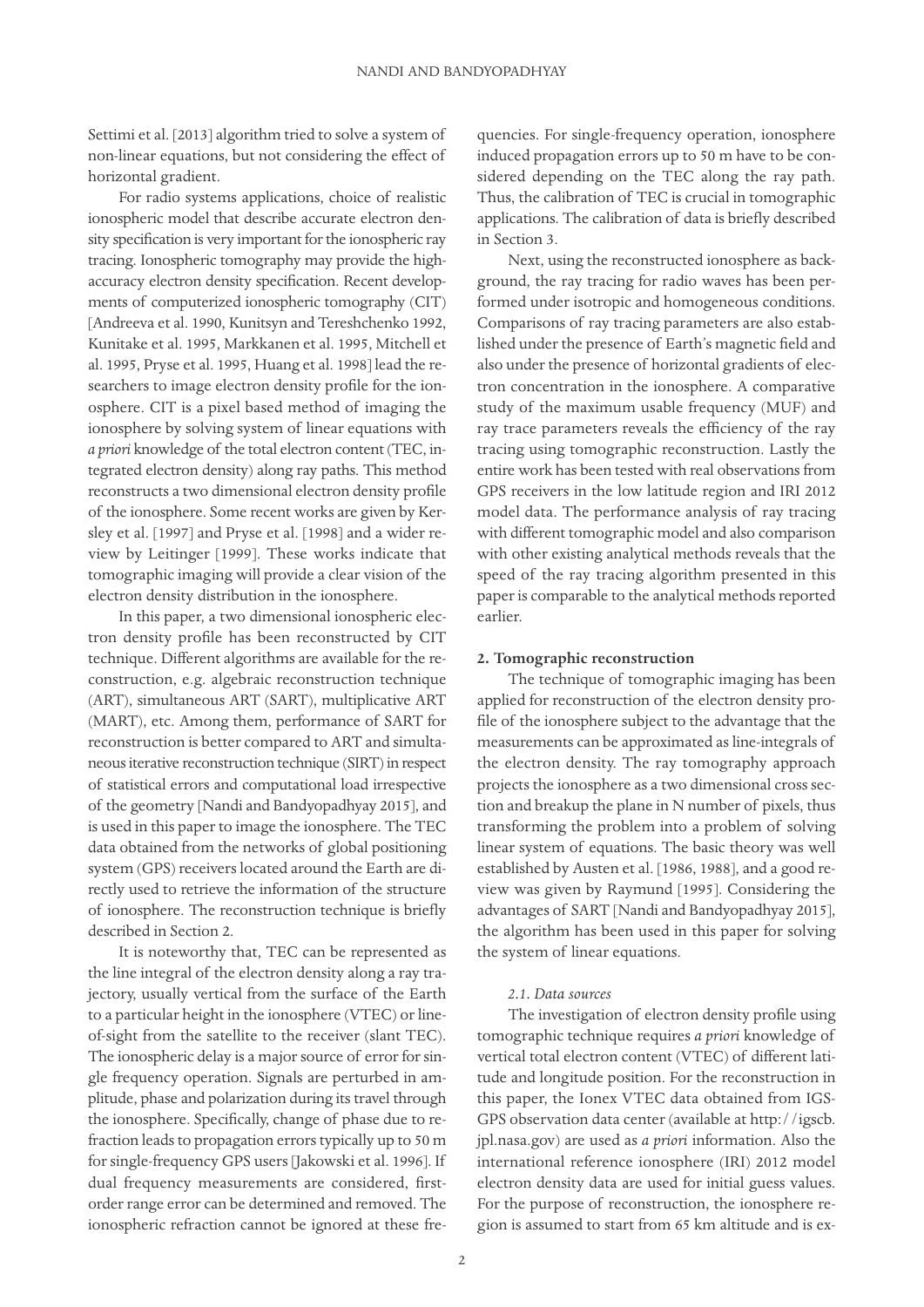Settimi et al. [2013] algorithm tried to solve a system of non-linear equations, but not considering the effect of horizontal gradient.

For radio systems applications, choice of realistic ionospheric model that describe accurate electron density specification is very important for the ionospheric ray tracing. Ionospheric tomography may provide the high-accuracy electron density specification. Recent developments of computerized ionospheric tomography (CIT) [Andreeva et al. 1990, Kunitsyn and Tereshchenko 1992, Kunitake et al. 1995, Markkanen et al. 1995, Mitchell et al. 1995, Pryse et al. 1995, Huang et al. 1998] lead the researchers to image electron density profile for the ionosphere. CIT is a pixel based method of imaging the ionosphere by solving system of linear equations with *a priori* knowledge of the total electron content (TEC, integrated electron density) along ray paths. This method reconstructs a two dimensional electron density profile of the ionosphere. Some recent works are given by Kersley et al. [1997] and Pryse et al. [1998] and a wider review by Leitinger [1999]. These works indicate that tomographic imaging will provide a clear vision of the electron density distribution in the ionosphere.

In this paper, a two dimensional ionospheric electron density profile has been reconstructed by CIT technique. Different algorithms are available for the reconstruction, e.g. algebraic reconstruction technique (ART), simultaneous ART (SART), multiplicative ART (MART), etc. Among them, performance of SART for reconstruction is better compared to ART and simultaneous iterative reconstruction technique (SIRT) in respect of statistical errors and computational load irrespective of the geometry [Nandi and Bandyopadhyay 2015], and is used in this paper to image the ionosphere. The TEC data obtained from the networks of global positioning system (GPS) receivers located around the Earth are directly used to retrieve the information of the structure of ionosphere. The reconstruction technique is briefly described in Section 2.

It is noteworthy that, TEC can be represented as the line integral of the electron density along a ray trajectory, usually vertical from the surface of the Earth to a particular height in the ionosphere (VTEC) or line-of-sight from the satellite to the receiver (slant TEC). The ionospheric delay is a major source of error for single frequency operation. Signals are perturbed in amplitude, phase and polarization during its travel through the ionosphere. Specifically, change of phase due to refraction leads to propagation errors typically up to 50 m for single-frequency GPS users [Jakowski et al. 1996]. If dual frequency measurements are considered, first-order range error can be determined and removed. The ionospheric refraction cannot be ignored at these frequencies. For single-frequency operation, ionosphere induced propagation errors up to 50 m have to be considered depending on the TEC along the ray path. Thus, the calibration of TEC is crucial in tomographic applications. The calibration of data is briefly described in Section 3.

Next, using the reconstructed ionosphere as background, the ray tracing for radio waves has been performed under isotropic and homogeneous conditions. Comparisons of ray tracing parameters are also established under the presence of Earth's magnetic field and also under the presence of horizontal gradients of electron concentration in the ionosphere. A comparative study of the maximum usable frequency (MUF) and ray trace parameters reveals the efficiency of the ray tracing using tomographic reconstruction. Lastly the entire work has been tested with real observations from GPS receivers in the low latitude region and IRI 2012 model data. The performance analysis of ray tracing with different tomographic model and also comparison with other existing analytical methods reveals that the speed of the ray tracing algorithm presented in this paper is comparable to the analytical methods reported earlier.

## 2. Tomographic reconstruction

The technique of tomographic imaging has been applied for reconstruction of the electron density profile of the ionosphere subject to the advantage that the measurements can be approximated as line-integrals of the electron density. The ray tomography approach projects the ionosphere as a two dimensional cross section and breakup the plane in N number of pixels, thus transforming the problem into a problem of solving linear system of equations. The basic theory was well established by Austen et al. [1986, 1988], and a good review was given by Raymund [1995]. Considering the advantages of SART [Nandi and Bandyopadhyay 2015], the algorithm has been used in this paper for solving the system of linear equations.

### *2.1. Data sources*

The investigation of electron density profile using tomographic technique requires *a priori* knowledge of vertical total electron content (VTEC) of different latitude and longitude position. For the reconstruction in this paper, the Ionex VTEC data obtained from IGS-GPS observation data center (available at http://igscb.jpl.nasa.gov) are used as *a priori* information. Also the international reference ionosphere (IRI) 2012 model electron density data are used for initial guess values. For the purpose of reconstruction, the ionosphere region is assumed to start from 65 km altitude and is ex-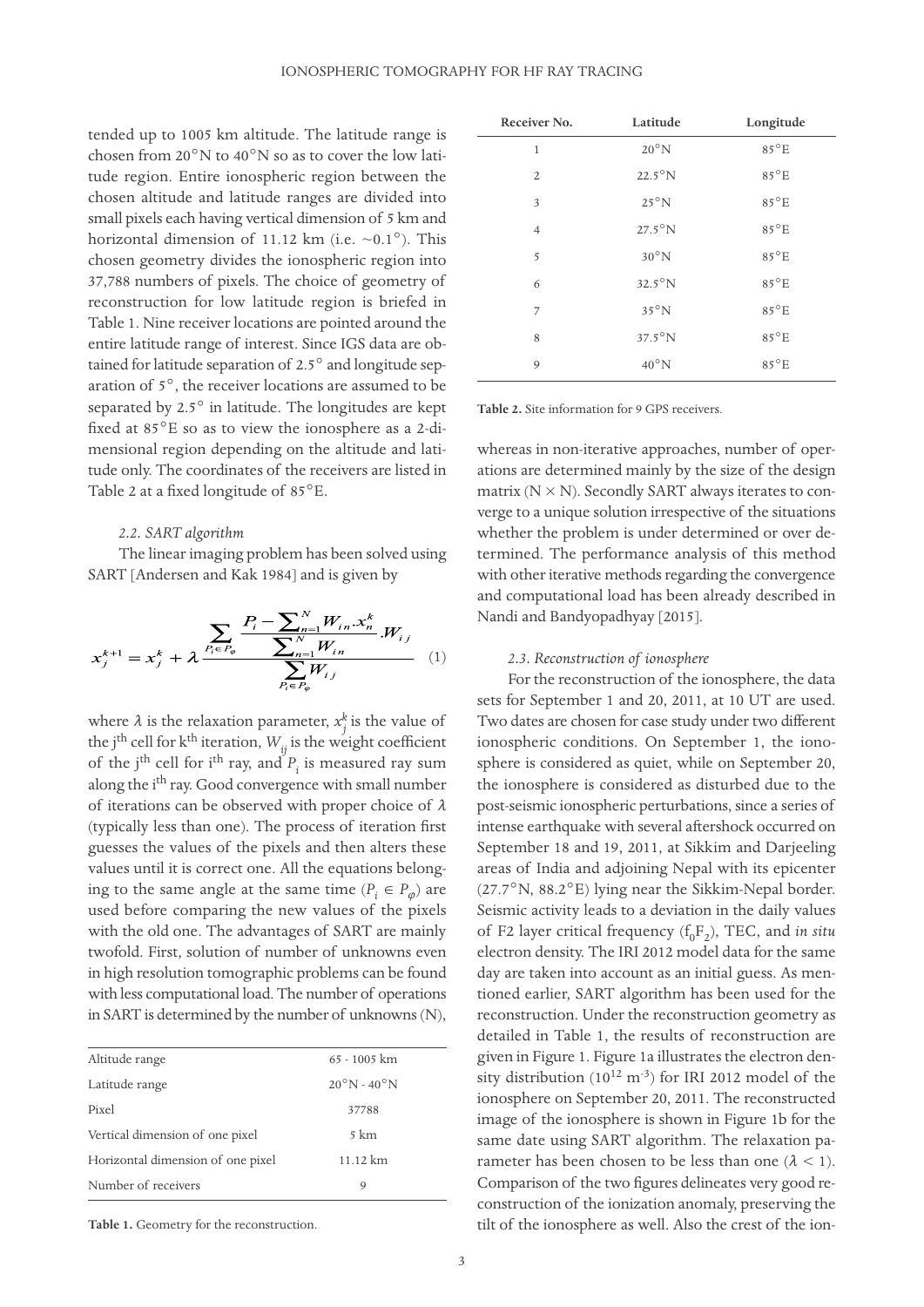tended up to 1005 km altitude. The latitude range is chosen from 20°N to 40°N so as to cover the low latitude region. Entire ionospheric region between the chosen altitude and latitude ranges are divided into small pixels each having vertical dimension of 5 km and horizontal dimension of 11.12 km (i.e. ~0.1°). This chosen geometry divides the ionospheric region into 37,788 numbers of pixels. The choice of geometry of reconstruction for low latitude region is briefed in Table 1. Nine receiver locations are pointed around the entire latitude range of interest. Since IGS data are obtained for latitude separation of 2.5° and longitude separation of 5°, the receiver locations are assumed to be separated by 2.5° in latitude. The longitudes are kept fixed at 85°E so as to view the ionosphere as a 2-dimensional region depending on the altitude and latitude only. The coordinates of the receivers are listed in Table 2 at a fixed longitude of 85°E.

### 2.2. SART algorithm

The linear imaging problem has been solved using SART [Andersen and Kak 1984] and is given by

$$x_j^{k+1} = x_j^k + \lambda \frac{\sum_{P_i \in P_\varphi} \frac{P_i - \sum_{n=1}^{N} W_{in} . x_n^k}{\sum_{n=1}^{N} W_{in}} . W_{ij}}{\sum_{P_i \in P_\varphi} W_{ij}} \quad (1)$$

where $\lambda$ is the relaxation parameter, $x_j^k$ is the value of the j[th] cell for k[th] iteration, $W_{ij}$ is the weight coefficient of the j[th] cell for i[th] ray, and $P_i$ is measured ray sum along the i[th] ray. Good convergence with small number of iterations can be observed with proper choice of $\lambda$ (typically less than one). The process of iteration first guesses the values of the pixels and then alters these values until it is correct one. All the equations belonging to the same angle at the same time ($P_i \in P_\varphi$) are used before comparing the new values of the pixels with the old one. The advantages of SART are mainly twofold. First, solution of number of unknowns even in high resolution tomographic problems can be found with less computational load. The number of operations in SART is determined by the number of unknowns (N), whereas in non-iterative approaches, number of operations are determined mainly by the size of the design matrix (N × N). Secondly SART always iterates to converge to a unique solution irrespective of the situations whether the problem is under determined or over determined. The performance analysis of this method with other iterative methods regarding the convergence and computational load has been already described in Nandi and Bandyopadhyay [2015].

| Altitude range | 65 - 1005 km |
|---|---|
| Latitude range | 20°N - 40°N |
| Pixel | 37788 |
| Vertical dimension of one pixel | 5 km |
| Horizontal dimension of one pixel | 11.12 km |
| Number of receivers | 9 |

**Table 1.** Geometry for the reconstruction.

| Receiver No. | Latitude | Longitude |
|---|---|---|
| 1 | 20°N | 85°E |
| 2 | 22.5°N | 85°E |
| 3 | 25°N | 85°E |
| 4 | 27.5°N | 85°E |
| 5 | 30°N | 85°E |
| 6 | 32.5°N | 85°E |
| 7 | 35°N | 85°E |
| 8 | 37.5°N | 85°E |
| 9 | 40°N | 85°E |

**Table 2.** Site information for 9 GPS receivers.

### 2.3. Reconstruction of ionosphere

For the reconstruction of the ionosphere, the data sets for September 1 and 20, 2011, at 10 UT are used. Two dates are chosen for case study under two different ionospheric conditions. On September 1, the ionosphere is considered as quiet, while on September 20, the ionosphere is considered as disturbed due to the post-seismic ionospheric perturbations, since a series of intense earthquake with several aftershock occurred on September 18 and 19, 2011, at Sikkim and Darjeeling areas of India and adjoining Nepal with its epicenter (27.7°N, 88.2°E) lying near the Sikkim-Nepal border. Seismic activity leads to a deviation in the daily values of F2 layer critical frequency ($f_0F_2$), TEC, and *in situ* electron density. The IRI 2012 model data for the same day are taken into account as an initial guess. As mentioned earlier, SART algorithm has been used for the reconstruction. Under the reconstruction geometry as detailed in Table 1, the results of reconstruction are given in Figure 1. Figure 1a illustrates the electron density distribution ($10^{12}$ m$^{-3}$) for IRI 2012 model of the ionosphere on September 20, 2011. The reconstructed image of the ionosphere is shown in Figure 1b for the same date using SART algorithm. The relaxation parameter has been chosen to be less than one ($\lambda < 1$). Comparison of the two figures delineates very good reconstruction of the ionization anomaly, preserving the tilt of the ionosphere as well. Also the crest of the ion-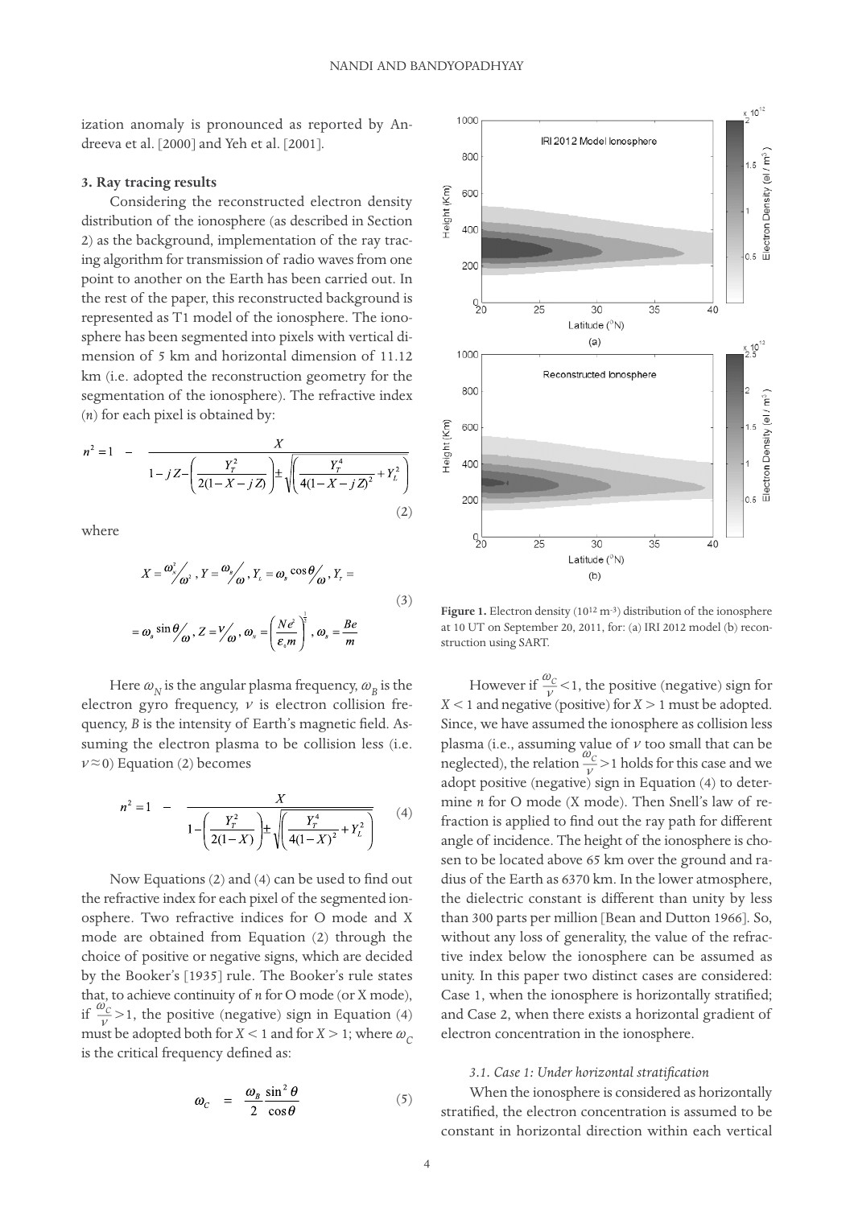ization anomaly is pronounced as reported by Andreeva et al. [2000] and Yeh et al. [2001].

### 3. Ray tracing results

Considering the reconstructed electron density distribution of the ionosphere (as described in Section 2) as the background, implementation of the ray tracing algorithm for transmission of radio waves from one point to another on the Earth has been carried out. In the rest of the paper, this reconstructed background is represented as T1 model of the ionosphere. The ionosphere has been segmented into pixels with vertical dimension of 5 km and horizontal dimension of 11.12 km (i.e. adopted the reconstruction geometry for the segmentation of the ionosphere). The refractive index ($n$) for each pixel is obtained by:

$$n^2 = 1 - \frac{X}{1 - jZ - \left(\frac{Y_T^2}{2(1-X-jZ)}\right) \pm \sqrt{\left(\frac{Y_T^4}{4(1-X-jZ)^2} + Y_L^2\right)}} \tag{2}$$

where

$$X = \omega_N^2/\omega^2,\ Y = \omega_B/\omega,\ Y_L = \omega_B \cos\theta/\omega,\ Y_T = \omega_B \sin\theta/\omega,\ Z = \nu/\omega,\ \omega_N = \left(\frac{Ne^2}{\varepsilon_0 m}\right)^{\frac{1}{2}},\ \omega_B = \frac{Be}{m} \tag{3}$$

Here $\omega_N$ is the angular plasma frequency, $\omega_B$ is the electron gyro frequency, $\nu$ is electron collision frequency, $B$ is the intensity of Earth's magnetic field. Assuming the electron plasma to be collision less (i.e. $\nu \approx 0$) Equation (2) becomes

$$n^2 = 1 - \frac{X}{1 - \left(\frac{Y_T^2}{2(1-X)}\right) \pm \sqrt{\left(\frac{Y_T^4}{4(1-X)^2} + Y_L^2\right)}} \tag{4}$$

Now Equations (2) and (4) can be used to find out the refractive index for each pixel of the segmented ionosphere. Two refractive indices for O mode and X mode are obtained from Equation (2) through the choice of positive or negative signs, which are decided by the Booker's [1935] rule. The Booker's rule states that, to achieve continuity of $n$ for O mode (or X mode), if $\frac{\omega_C}{\nu} > 1$, the positive (negative) sign in Equation (4) must be adopted both for $X < 1$ and for $X > 1$; where $\omega_C$ is the critical frequency defined as:

$$\omega_C = \frac{\omega_B}{2} \frac{\sin^2\theta}{\cos\theta} \tag{5}$$

Figure 1. Electron density ($10^{12}$ m$^{-3}$) distribution of the ionosphere at 10 UT on September 20, 2011, for: (a) IRI 2012 model (b) reconstruction using SART.

However if $\frac{\omega_C}{\nu} < 1$, the positive (negative) sign for $X < 1$ and negative (positive) for $X > 1$ must be adopted. Since, we have assumed the ionosphere as collision less plasma (i.e., assuming value of $\nu$ too small that can be neglected), the relation $\frac{\omega_C}{\nu} > 1$ holds for this case and we adopt positive (negative) sign in Equation (4) to determine $n$ for O mode (X mode). Then Snell's law of refraction is applied to find out the ray path for different angle of incidence. The height of the ionosphere is chosen to be located above 65 km over the ground and radius of the Earth as 6370 km. In the lower atmosphere, the dielectric constant is different than unity by less than 300 parts per million [Bean and Dutton 1966]. So, without any loss of generality, the value of the refractive index below the ionosphere can be assumed as unity. In this paper two distinct cases are considered: Case 1, when the ionosphere is horizontally stratified; and Case 2, when there exists a horizontal gradient of electron concentration in the ionosphere.

#### 3.1. Case 1: Under horizontal stratification

When the ionosphere is considered as horizontally stratified, the electron concentration is assumed to be constant in horizontal direction within each vertical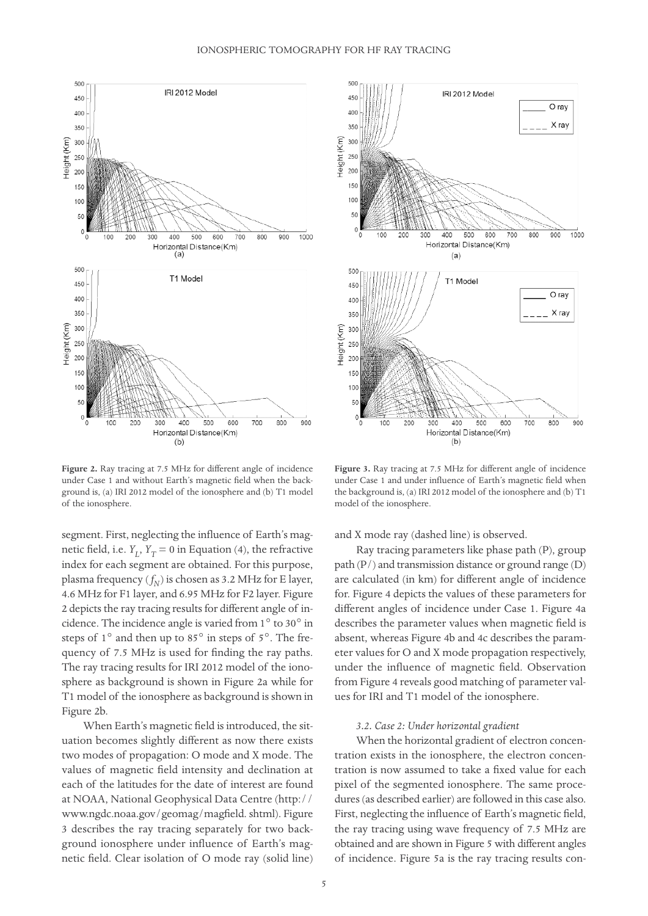**Figure 2.** Ray tracing at 7.5 MHz for different angle of incidence under Case 1 and without Earth's magnetic field when the background is, (a) IRI 2012 model of the ionosphere and (b) T1 model of the ionosphere.

**Figure 3.** Ray tracing at 7.5 MHz for different angle of incidence under Case 1 and under influence of Earth's magnetic field when the background is, (a) IRI 2012 model of the ionosphere and (b) T1 model of the ionosphere.

segment. First, neglecting the influence of Earth's magnetic field, i.e. $Y_L$, $Y_T = 0$ in Equation (4), the refractive index for each segment are obtained. For this purpose, plasma frequency ($f_N$) is chosen as 3.2 MHz for E layer, 4.6 MHz for F1 layer, and 6.95 MHz for F2 layer. Figure 2 depicts the ray tracing results for different angle of incidence. The incidence angle is varied from 1° to 30° in steps of 1° and then up to 85° in steps of 5°. The frequency of 7.5 MHz is used for finding the ray paths. The ray tracing results for IRI 2012 model of the ionosphere as background is shown in Figure 2a while for T1 model of the ionosphere as background is shown in Figure 2b.

When Earth's magnetic field is introduced, the situation becomes slightly different as now there exists two modes of propagation: O mode and X mode. The values of magnetic field intensity and declination at each of the latitudes for the date of interest are found at NOAA, National Geophysical Data Centre (http://www.ngdc.noaa.gov/geomag/magfield.shtml). Figure 3 describes the ray tracing separately for two background ionosphere under influence of Earth's magnetic field. Clear isolation of O mode ray (solid line) and X mode ray (dashed line) is observed.

Ray tracing parameters like phase path (P), group path (P/) and transmission distance or ground range (D) are calculated (in km) for different angle of incidence for. Figure 4 depicts the values of these parameters for different angles of incidence under Case 1. Figure 4a describes the parameter values when magnetic field is absent, whereas Figure 4b and 4c describes the parameter values for O and X mode propagation respectively, under the influence of magnetic field. Observation from Figure 4 reveals good matching of parameter values for IRI and T1 model of the ionosphere.

### *3.2. Case 2: Under horizontal gradient*

When the horizontal gradient of electron concentration exists in the ionosphere, the electron concentration is now assumed to take a fixed value for each pixel of the segmented ionosphere. The same procedures (as described earlier) are followed in this case also. First, neglecting the influence of Earth's magnetic field, the ray tracing using wave frequency of 7.5 MHz are obtained and are shown in Figure 5 with different angles of incidence. Figure 5a is the ray tracing results con-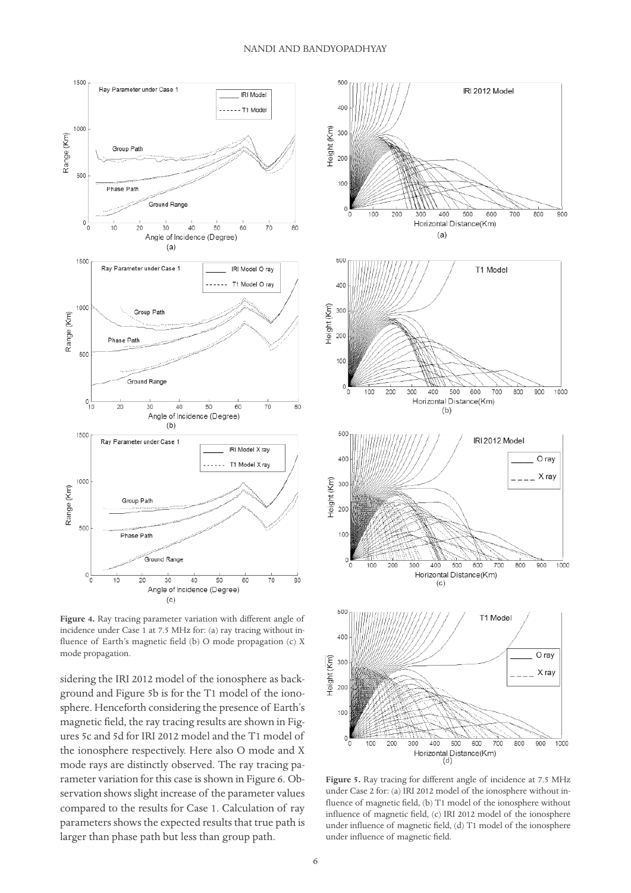**Figure 4.** Ray tracing parameter variation with different angle of incidence under Case 1 at 7.5 MHz for: (a) ray tracing without influence of Earth's magnetic field (b) O mode propagation (c) X mode propagation.

sidering the IRI 2012 model of the ionosphere as background and Figure 5b is for the T1 model of the ionosphere. Henceforth considering the presence of Earth's magnetic field, the ray tracing results are shown in Figures 5c and 5d for IRI 2012 model and the T1 model of the ionosphere respectively. Here also O mode and X mode rays are distinctly observed. The ray tracing parameter variation for this case is shown in Figure 6. Observation shows slight increase of the parameter values compared to the results for Case 1. Calculation of ray parameters shows the expected results that true path is larger than phase path but less than group path.

**Figure 5.** Ray tracing for different angle of incidence at 7.5 MHz under Case 2 for: (a) IRI 2012 model of the ionosphere without influence of magnetic field, (b) T1 model of the ionosphere without influence of magnetic field, (c) IRI 2012 model of the ionosphere under influence of magnetic field, (d) T1 model of the ionosphere under influence of magnetic field.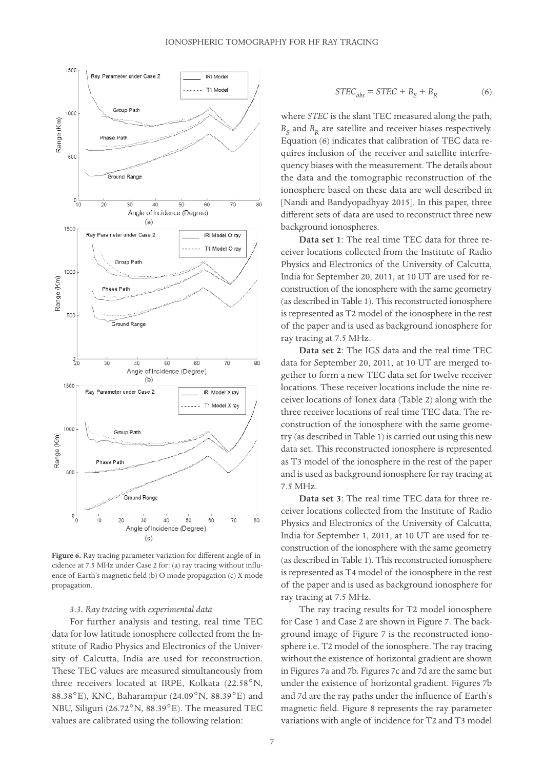Figure 6. Ray tracing parameter variation for different angle of incidence at 7.5 MHz under Case 2 for: (a) ray tracing without influence of Earth's magnetic field (b) O mode propagation (c) X mode propagation.

### 3.3. Ray tracing with experimental data

For further analysis and testing, real time TEC data for low latitude ionosphere collected from the Institute of Radio Physics and Electronics of the University of Calcutta, India are used for reconstruction. These TEC values are measured simultaneously from three receivers located at IRPE, Kolkata (22.58°N, 88.38°E), KNC, Baharampur (24.09°N, 88.39°E) and NBU, Siliguri (26.72°N, 88.39°E). The measured TEC values are calibrated using the following relation:

$$STEC_{obs} = STEC + B_S + B_R \tag{6}$$

where *STEC* is the slant TEC measured along the path, $B_S$ and $B_R$ are satellite and receiver biases respectively. Equation (6) indicates that calibration of TEC data requires inclusion of the receiver and satellite interfrequency biases with the measurement. The details about the data and the tomographic reconstruction of the ionosphere based on these data are well described in [Nandi and Bandyopadhyay 2015]. In this paper, three different sets of data are used to reconstruct three new background ionospheres.

**Data set 1**: The real time TEC data for three receiver locations collected from the Institute of Radio Physics and Electronics of the University of Calcutta, India for September 20, 2011, at 10 UT are used for reconstruction of the ionosphere with the same geometry (as described in Table 1). This reconstructed ionosphere is represented as T2 model of the ionosphere in the rest of the paper and is used as background ionosphere for ray tracing at 7.5 MHz.

**Data set 2**: The IGS data and the real time TEC data for September 20, 2011, at 10 UT are merged together to form a new TEC data set for twelve receiver locations. These receiver locations include the nine receiver locations of Ionex data (Table 2) along with the three receiver locations of real time TEC data. The reconstruction of the ionosphere with the same geometry (as described in Table 1) is carried out using this new data set. This reconstructed ionosphere is represented as T3 model of the ionosphere in the rest of the paper and is used as background ionosphere for ray tracing at 7.5 MHz.

**Data set 3**: The real time TEC data for three receiver locations collected from the Institute of Radio Physics and Electronics of the University of Calcutta, India for September 1, 2011, at 10 UT are used for reconstruction of the ionosphere with the same geometry (as described in Table 1). This reconstructed ionosphere is represented as T4 model of the ionosphere in the rest of the paper and is used as background ionosphere for ray tracing at 7.5 MHz.

The ray tracing results for T2 model ionosphere for Case 1 and Case 2 are shown in Figure 7. The background image of Figure 7 is the reconstructed ionosphere i.e. T2 model of the ionosphere. The ray tracing without the existence of horizontal gradient are shown in Figures 7a and 7b. Figures 7c and 7d are the same but under the existence of horizontal gradient. Figures 7b and 7d are the ray paths under the influence of Earth's magnetic field. Figure 8 represents the ray parameter variations with angle of incidence for T2 and T3 model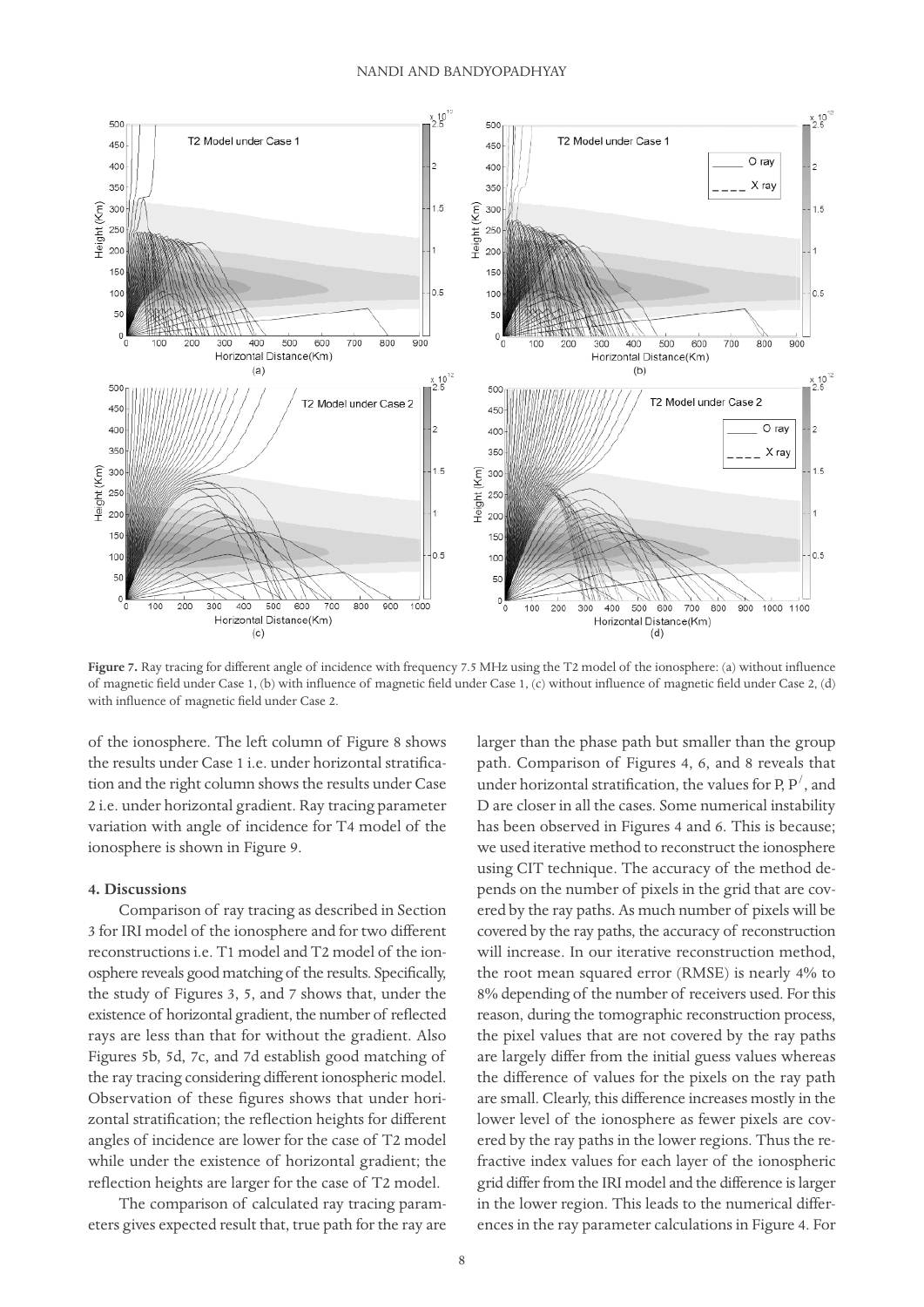**Figure 7.** Ray tracing for different angle of incidence with frequency 7.5 MHz using the T2 model of the ionosphere: (a) without influence of magnetic field under Case 1, (b) with influence of magnetic field under Case 1, (c) without influence of magnetic field under Case 2, (d) with influence of magnetic field under Case 2.

of the ionosphere. The left column of Figure 8 shows the results under Case 1 i.e. under horizontal stratification and the right column shows the results under Case 2 i.e. under horizontal gradient. Ray tracing parameter variation with angle of incidence for T4 model of the ionosphere is shown in Figure 9.

## 4. Discussions

Comparison of ray tracing as described in Section 3 for IRI model of the ionosphere and for two different reconstructions i.e. T1 model and T2 model of the ionosphere reveals good matching of the results. Specifically, the study of Figures 3, 5, and 7 shows that, under the existence of horizontal gradient, the number of reflected rays are less than that for without the gradient. Also Figures 5b, 5d, 7c, and 7d establish good matching of the ray tracing considering different ionospheric model. Observation of these figures shows that under horizontal stratification; the reflection heights for different angles of incidence are lower for the case of T2 model while under the existence of horizontal gradient; the reflection heights are larger for the case of T2 model.

The comparison of calculated ray tracing parameters gives expected result that, true path for the ray are larger than the phase path but smaller than the group path. Comparison of Figures 4, 6, and 8 reveals that under horizontal stratification, the values for P, $P^{/}$, and D are closer in all the cases. Some numerical instability has been observed in Figures 4 and 6. This is because; we used iterative method to reconstruct the ionosphere using CIT technique. The accuracy of the method depends on the number of pixels in the grid that are covered by the ray paths. As much number of pixels will be covered by the ray paths, the accuracy of reconstruction will increase. In our iterative reconstruction method, the root mean squared error (RMSE) is nearly 4% to 8% depending of the number of receivers used. For this reason, during the tomographic reconstruction process, the pixel values that are not covered by the ray paths are largely differ from the initial guess values whereas the difference of values for the pixels on the ray path are small. Clearly, this difference increases mostly in the lower level of the ionosphere as fewer pixels are covered by the ray paths in the lower regions. Thus the refractive index values for each layer of the ionospheric grid differ from the IRI model and the difference is larger in the lower region. This leads to the numerical differences in the ray parameter calculations in Figure 4. For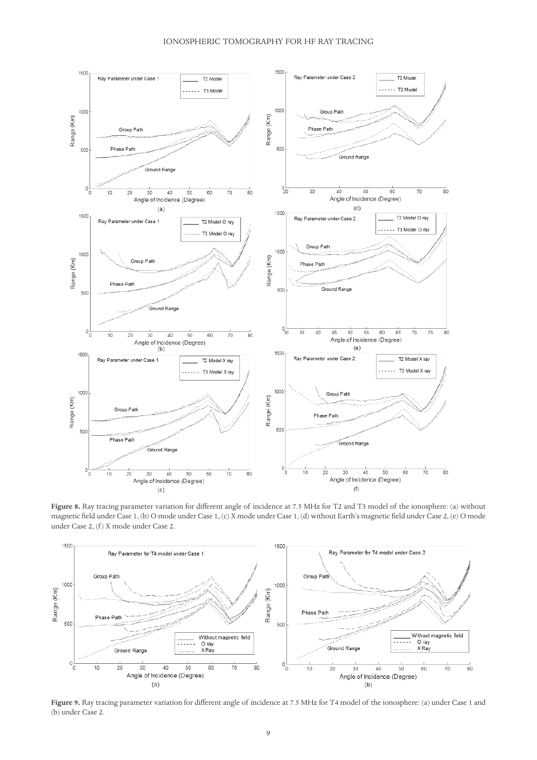**Figure 8.** Ray tracing parameter variation for different angle of incidence at 7.5 MHz for T2 and T3 model of the ionosphere: (a) without magnetic field under Case 1, (b) O mode under Case 1, (c) X mode under Case 1, (d) without Earth's magnetic field under Case 2, (e) O mode under Case 2, (f) X mode under Case 2.

**Figure 9.** Ray tracing parameter variation for different angle of incidence at 7.5 MHz for T4 model of the ionosphere: (a) under Case 1 and (b) under Case 2.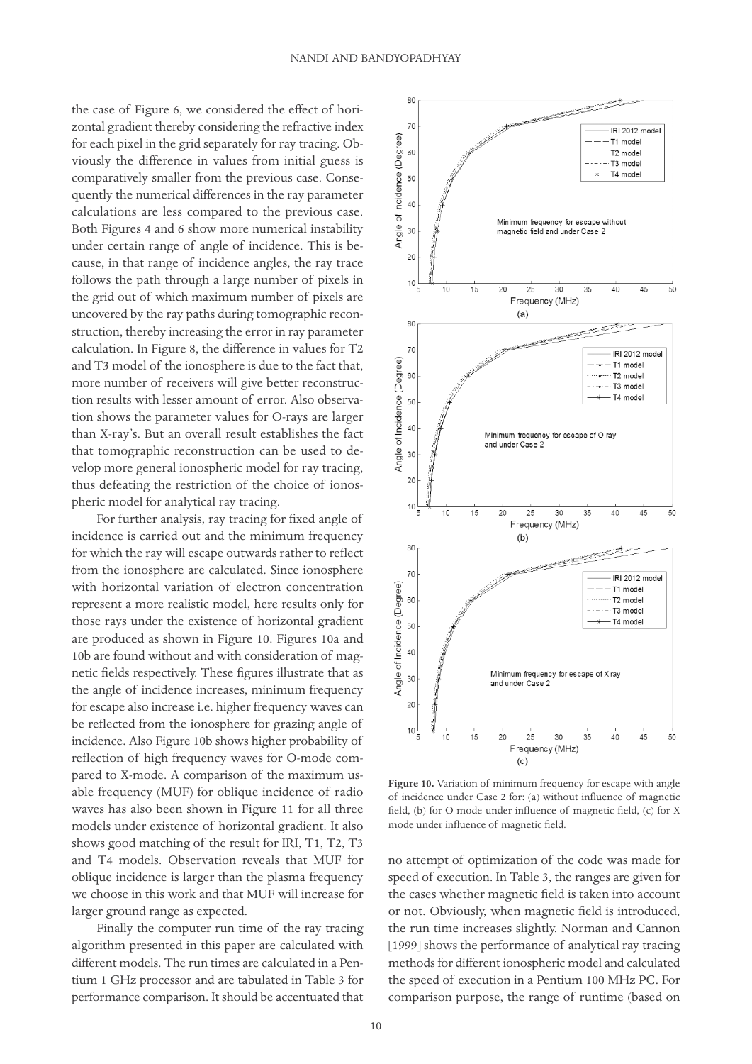the case of Figure 6, we considered the effect of horizontal gradient thereby considering the refractive index for each pixel in the grid separately for ray tracing. Obviously the difference in values from initial guess is comparatively smaller from the previous case. Consequently the numerical differences in the ray parameter calculations are less compared to the previous case. Both Figures 4 and 6 show more numerical instability under certain range of angle of incidence. This is because, in that range of incidence angles, the ray trace follows the path through a large number of pixels in the grid out of which maximum number of pixels are uncovered by the ray paths during tomographic reconstruction, thereby increasing the error in ray parameter calculation. In Figure 8, the difference in values for T2 and T3 model of the ionosphere is due to the fact that, more number of receivers will give better reconstruction results with lesser amount of error. Also observation shows the parameter values for O-rays are larger than X-ray's. But an overall result establishes the fact that tomographic reconstruction can be used to develop more general ionospheric model for ray tracing, thus defeating the restriction of the choice of ionospheric model for analytical ray tracing.

For further analysis, ray tracing for fixed angle of incidence is carried out and the minimum frequency for which the ray will escape outwards rather to reflect from the ionosphere are calculated. Since ionosphere with horizontal variation of electron concentration represent a more realistic model, here results only for those rays under the existence of horizontal gradient are produced as shown in Figure 10. Figures 10a and 10b are found without and with consideration of magnetic fields respectively. These figures illustrate that as the angle of incidence increases, minimum frequency for escape also increase i.e. higher frequency waves can be reflected from the ionosphere for grazing angle of incidence. Also Figure 10b shows higher probability of reflection of high frequency waves for O-mode compared to X-mode. A comparison of the maximum usable frequency (MUF) for oblique incidence of radio waves has also been shown in Figure 11 for all three models under existence of horizontal gradient. It also shows good matching of the result for IRI, T1, T2, T3 and T4 models. Observation reveals that MUF for oblique incidence is larger than the plasma frequency we choose in this work and that MUF will increase for larger ground range as expected.

Finally the computer run time of the ray tracing algorithm presented in this paper are calculated with different models. The run times are calculated in a Pentium 1 GHz processor and are tabulated in Table 3 for performance comparison. It should be accentuated that no attempt of optimization of the code was made for speed of execution. In Table 3, the ranges are given for the cases whether magnetic field is taken into account or not. Obviously, when magnetic field is introduced, the run time increases slightly. Norman and Cannon [1999] shows the performance of analytical ray tracing methods for different ionospheric model and calculated the speed of execution in a Pentium 100 MHz PC. For comparison purpose, the range of runtime (based on

**Figure 10.** Variation of minimum frequency for escape with angle of incidence under Case 2 for: (a) without influence of magnetic field, (b) for O mode under influence of magnetic field, (c) for X mode under influence of magnetic field.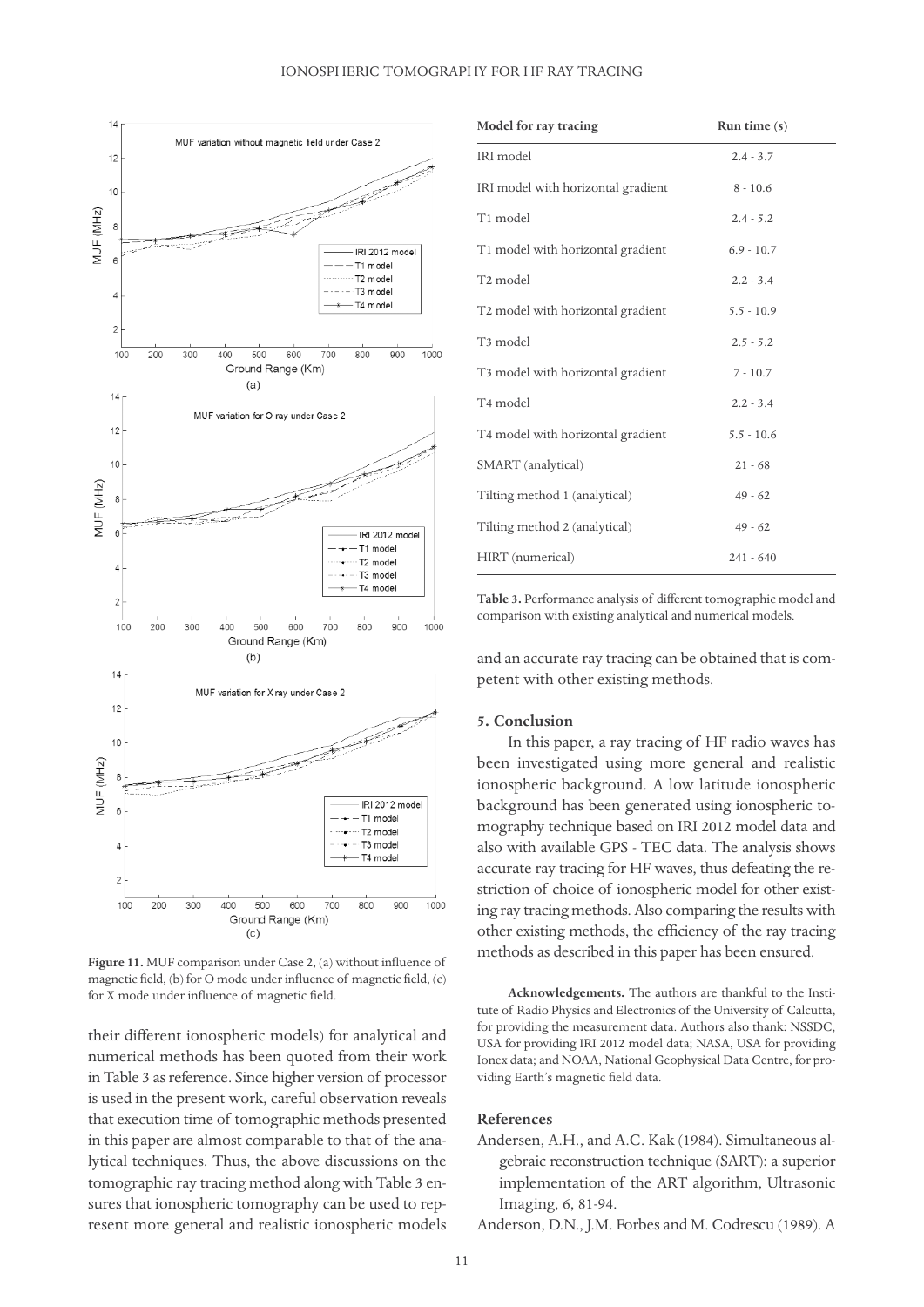Figure 11. MUF comparison under Case 2, (a) without influence of magnetic field, (b) for O mode under influence of magnetic field, (c) for X mode under influence of magnetic field.

their different ionospheric models) for analytical and numerical methods has been quoted from their work in Table 3 as reference. Since higher version of processor is used in the present work, careful observation reveals that execution time of tomographic methods presented in this paper are almost comparable to that of the analytical techniques. Thus, the above discussions on the tomographic ray tracing method along with Table 3 ensures that ionospheric tomography can be used to represent more general and realistic ionospheric models and an accurate ray tracing can be obtained that is competent with other existing methods.

| Model for ray tracing | Run time (s) |
|---|---|
| IRI model | 2.4 - 3.7 |
| IRI model with horizontal gradient | 8 - 10.6 |
| T1 model | 2.4 - 5.2 |
| T1 model with horizontal gradient | 6.9 - 10.7 |
| T2 model | 2.2 - 3.4 |
| T2 model with horizontal gradient | 5.5 - 10.9 |
| T3 model | 2.5 - 5.2 |
| T3 model with horizontal gradient | 7 - 10.7 |
| T4 model | 2.2 - 3.4 |
| T4 model with horizontal gradient | 5.5 - 10.6 |
| SMART (analytical) | 21 - 68 |
| Tilting method 1 (analytical) | 49 - 62 |
| Tilting method 2 (analytical) | 49 - 62 |
| HIRT (numerical) | 241 - 640 |

**Table 3.** Performance analysis of different tomographic model and comparison with existing analytical and numerical models.

## 5. Conclusion

In this paper, a ray tracing of HF radio waves has been investigated using more general and realistic ionospheric background. A low latitude ionospheric background has been generated using ionospheric tomography technique based on IRI 2012 model data and also with available GPS - TEC data. The analysis shows accurate ray tracing for HF waves, thus defeating the restriction of choice of ionospheric model for other existing ray tracing methods. Also comparing the results with other existing methods, the efficiency of the ray tracing methods as described in this paper has been ensured.

**Acknowledgements.** The authors are thankful to the Institute of Radio Physics and Electronics of the University of Calcutta, for providing the measurement data. Authors also thank: NSSDC, USA for providing IRI 2012 model data; NASA, USA for providing Ionex data; and NOAA, National Geophysical Data Centre, for providing Earth's magnetic field data.

## References

Andersen, A.H., and A.C. Kak (1984). Simultaneous algebraic reconstruction technique (SART): a superior implementation of the ART algorithm, Ultrasonic Imaging, 6, 81-94.

Anderson, D.N., J.M. Forbes and M. Codrescu (1989). A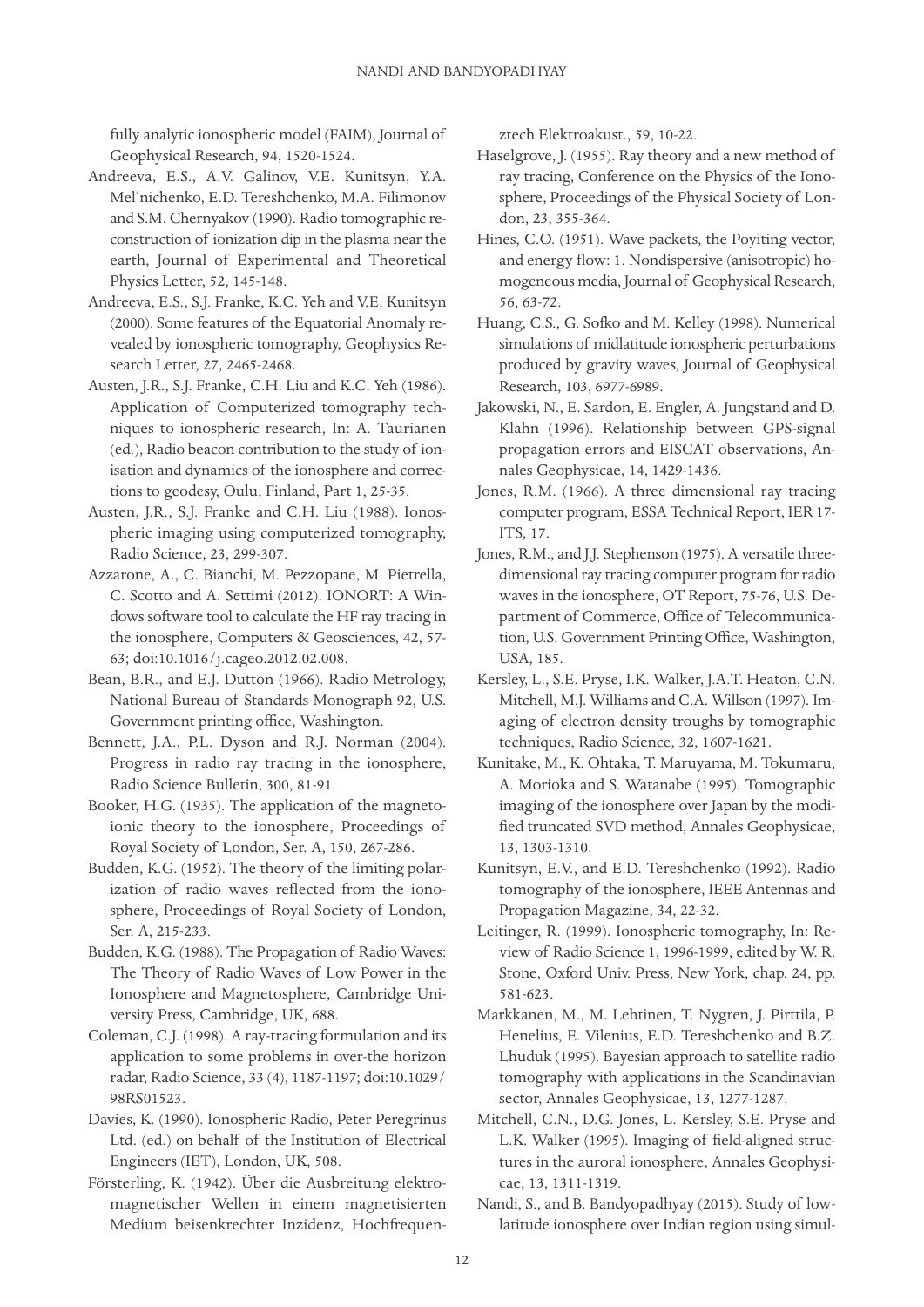fully analytic ionospheric model (FAIM), Journal of Geophysical Research, 94, 1520-1524.

Andreeva, E.S., A.V. Galinov, V.E. Kunitsyn, Y.A. Mel'nichenko, E.D. Tereshchenko, M.A. Filimonov and S.M. Chernyakov (1990). Radio tomographic reconstruction of ionization dip in the plasma near the earth, Journal of Experimental and Theoretical Physics Letter, 52, 145-148.

Andreeva, E.S., S.J. Franke, K.C. Yeh and V.E. Kunitsyn (2000). Some features of the Equatorial Anomaly revealed by ionospheric tomography, Geophysics Research Letter, 27, 2465-2468.

Austen, J.R., S.J. Franke, C.H. Liu and K.C. Yeh (1986). Application of Computerized tomography techniques to ionospheric research, In: A. Taurianen (ed.), Radio beacon contribution to the study of ionisation and dynamics of the ionosphere and corrections to geodesy, Oulu, Finland, Part 1, 25-35.

Austen, J.R., S.J. Franke and C.H. Liu (1988). Ionospheric imaging using computerized tomography, Radio Science, 23, 299-307.

Azzarone, A., C. Bianchi, M. Pezzopane, M. Pietrella, C. Scotto and A. Settimi (2012). IONORT: A Windows software tool to calculate the HF ray tracing in the ionosphere, Computers & Geosciences, 42, 57-63; doi:10.1016/j.cageo.2012.02.008.

Bean, B.R., and E.J. Dutton (1966). Radio Metrology, National Bureau of Standards Monograph 92, U.S. Government printing office, Washington.

Bennett, J.A., P.L. Dyson and R.J. Norman (2004). Progress in radio ray tracing in the ionosphere, Radio Science Bulletin, 300, 81-91.

Booker, H.G. (1935). The application of the magnetoionic theory to the ionosphere, Proceedings of Royal Society of London, Ser. A, 150, 267-286.

Budden, K.G. (1952). The theory of the limiting polarization of radio waves reflected from the ionosphere, Proceedings of Royal Society of London, Ser. A, 215-233.

Budden, K.G. (1988). The Propagation of Radio Waves: The Theory of Radio Waves of Low Power in the Ionosphere and Magnetosphere, Cambridge University Press, Cambridge, UK, 688.

Coleman, C.J. (1998). A ray-tracing formulation and its application to some problems in over-the horizon radar, Radio Science, 33 (4), 1187-1197; doi:10.1029/98RS01523.

Davies, K. (1990). Ionospheric Radio, Peter Peregrinus Ltd. (ed.) on behalf of the Institution of Electrical Engineers (IET), London, UK, 508.

Försterling, K. (1942). Über die Ausbreitung elektromagnetischer Wellen in einem magnetisierten Medium beisenkrechter Inzidenz, Hochfrequenztech Elektroakust., 59, 10-22.

Haselgrove, J. (1955). Ray theory and a new method of ray tracing, Conference on the Physics of the Ionosphere, Proceedings of the Physical Society of London, 23, 355-364.

Hines, C.O. (1951). Wave packets, the Poyiting vector, and energy flow: 1. Nondispersive (anisotropic) homogeneous media, Journal of Geophysical Research, 56, 63-72.

Huang, C.S., G. Sofko and M. Kelley (1998). Numerical simulations of midlatitude ionospheric perturbations produced by gravity waves, Journal of Geophysical Research, 103, 6977-6989.

Jakowski, N., E. Sardon, E. Engler, A. Jungstand and D. Klahn (1996). Relationship between GPS-signal propagation errors and EISCAT observations, Annales Geophysicae, 14, 1429-1436.

Jones, R.M. (1966). A three dimensional ray tracing computer program, ESSA Technical Report, IER 17-ITS, 17.

Jones, R.M., and J.J. Stephenson (1975). A versatile three-dimensional ray tracing computer program for radio waves in the ionosphere, OT Report, 75-76, U.S. Department of Commerce, Office of Telecommunication, U.S. Government Printing Office, Washington, USA, 185.

Kersley, L., S.E. Pryse, I.K. Walker, J.A.T. Heaton, C.N. Mitchell, M.J. Williams and C.A. Willson (1997). Imaging of electron density troughs by tomographic techniques, Radio Science, 32, 1607-1621.

Kunitake, M., K. Ohtaka, T. Maruyama, M. Tokumaru, A. Morioka and S. Watanabe (1995). Tomographic imaging of the ionosphere over Japan by the modified truncated SVD method, Annales Geophysicae, 13, 1303-1310.

Kunitsyn, E.V., and E.D. Tereshchenko (1992). Radio tomography of the ionosphere, IEEE Antennas and Propagation Magazine, 34, 22-32.

Leitinger, R. (1999). Ionospheric tomography, In: Review of Radio Science 1, 1996-1999, edited by W. R. Stone, Oxford Univ. Press, New York, chap. 24, pp. 581-623.

Markkanen, M., M. Lehtinen, T. Nygren, J. Pirttila, P. Henelius, E. Vilenius, E.D. Tereshchenko and B.Z. Lhuduk (1995). Bayesian approach to satellite radio tomography with applications in the Scandinavian sector, Annales Geophysicae, 13, 1277-1287.

Mitchell, C.N., D.G. Jones, L. Kersley, S.E. Pryse and L.K. Walker (1995). Imaging of field-aligned structures in the auroral ionosphere, Annales Geophysicae, 13, 1311-1319.

Nandi, S., and B. Bandyopadhyay (2015). Study of low-latitude ionosphere over Indian region using simul-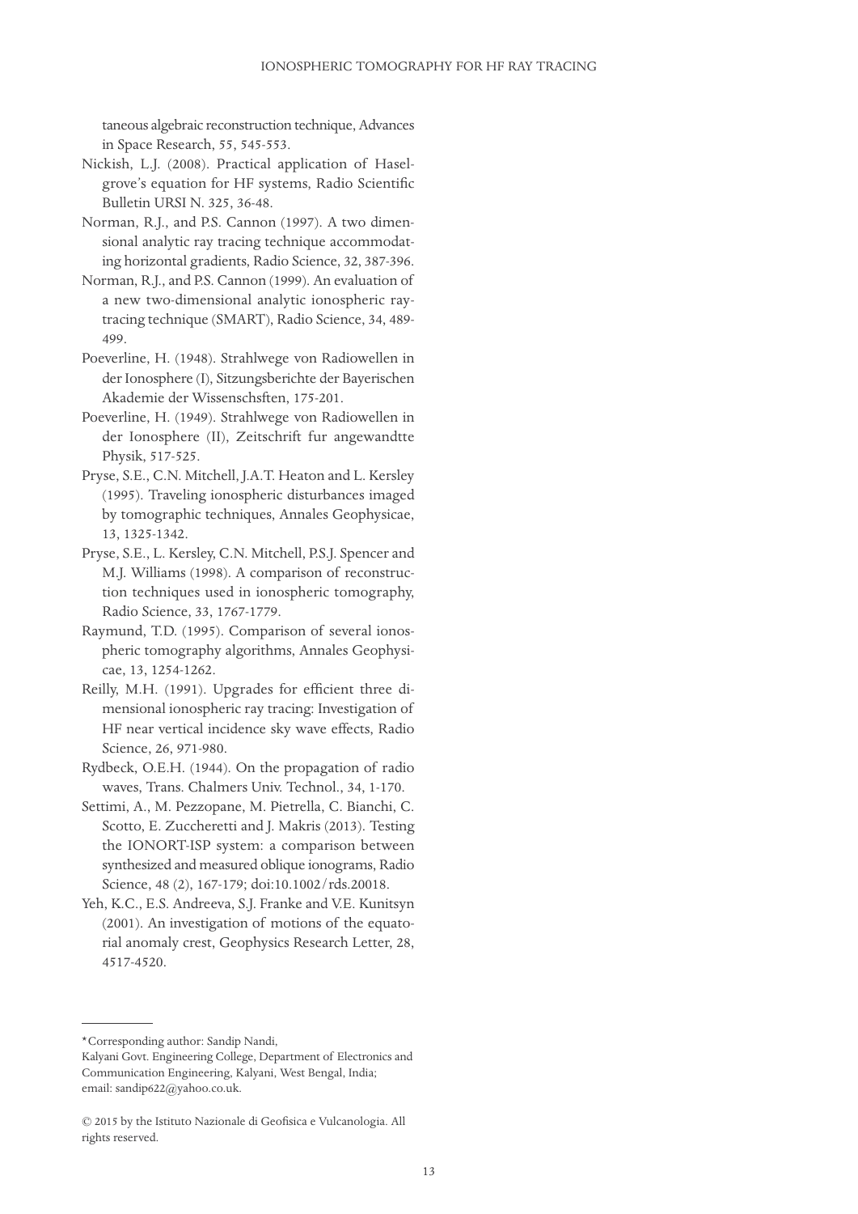taneous algebraic reconstruction technique, Advances in Space Research, 55, 545-553.

Nickish, L.J. (2008). Practical application of Haselgrove's equation for HF systems, Radio Scientific Bulletin URSI N. 325, 36-48.

Norman, R.J., and P.S. Cannon (1997). A two dimensional analytic ray tracing technique accommodating horizontal gradients, Radio Science, 32, 387-396.

Norman, R.J., and P.S. Cannon (1999). An evaluation of a new two-dimensional analytic ionospheric ray-tracing technique (SMART), Radio Science, 34, 489-499.

Poeverline, H. (1948). Strahlwege von Radiowellen in der Ionosphere (I), Sitzungsberichte der Bayerischen Akademie der Wissenschsften, 175-201.

Poeverline, H. (1949). Strahlwege von Radiowellen in der Ionosphere (II), Zeitschrift fur angewandtte Physik, 517-525.

Pryse, S.E., C.N. Mitchell, J.A.T. Heaton and L. Kersley (1995). Traveling ionospheric disturbances imaged by tomographic techniques, Annales Geophysicae, 13, 1325-1342.

Pryse, S.E., L. Kersley, C.N. Mitchell, P.S.J. Spencer and M.J. Williams (1998). A comparison of reconstruction techniques used in ionospheric tomography, Radio Science, 33, 1767-1779.

Raymund, T.D. (1995). Comparison of several ionospheric tomography algorithms, Annales Geophysicae, 13, 1254-1262.

Reilly, M.H. (1991). Upgrades for efficient three dimensional ionospheric ray tracing: Investigation of HF near vertical incidence sky wave effects, Radio Science, 26, 971-980.

Rydbeck, O.E.H. (1944). On the propagation of radio waves, Trans. Chalmers Univ. Technol., 34, 1-170.

Settimi, A., M. Pezzopane, M. Pietrella, C. Bianchi, C. Scotto, E. Zuccheretti and J. Makris (2013). Testing the IONORT-ISP system: a comparison between synthesized and measured oblique ionograms, Radio Science, 48 (2), 167-179; doi:10.1002/rds.20018.

Yeh, K.C., E.S. Andreeva, S.J. Franke and V.E. Kunitsyn (2001). An investigation of motions of the equatorial anomaly crest, Geophysics Research Letter, 28, 4517-4520.

---

*Corresponding author: Sandip Nandi,
Kalyani Govt. Engineering College, Department of Electronics and Communication Engineering, Kalyani, West Bengal, India;
email: sandip622@yahoo.co.uk.

© 2015 by the Istituto Nazionale di Geofisica e Vulcanologia. All rights reserved.